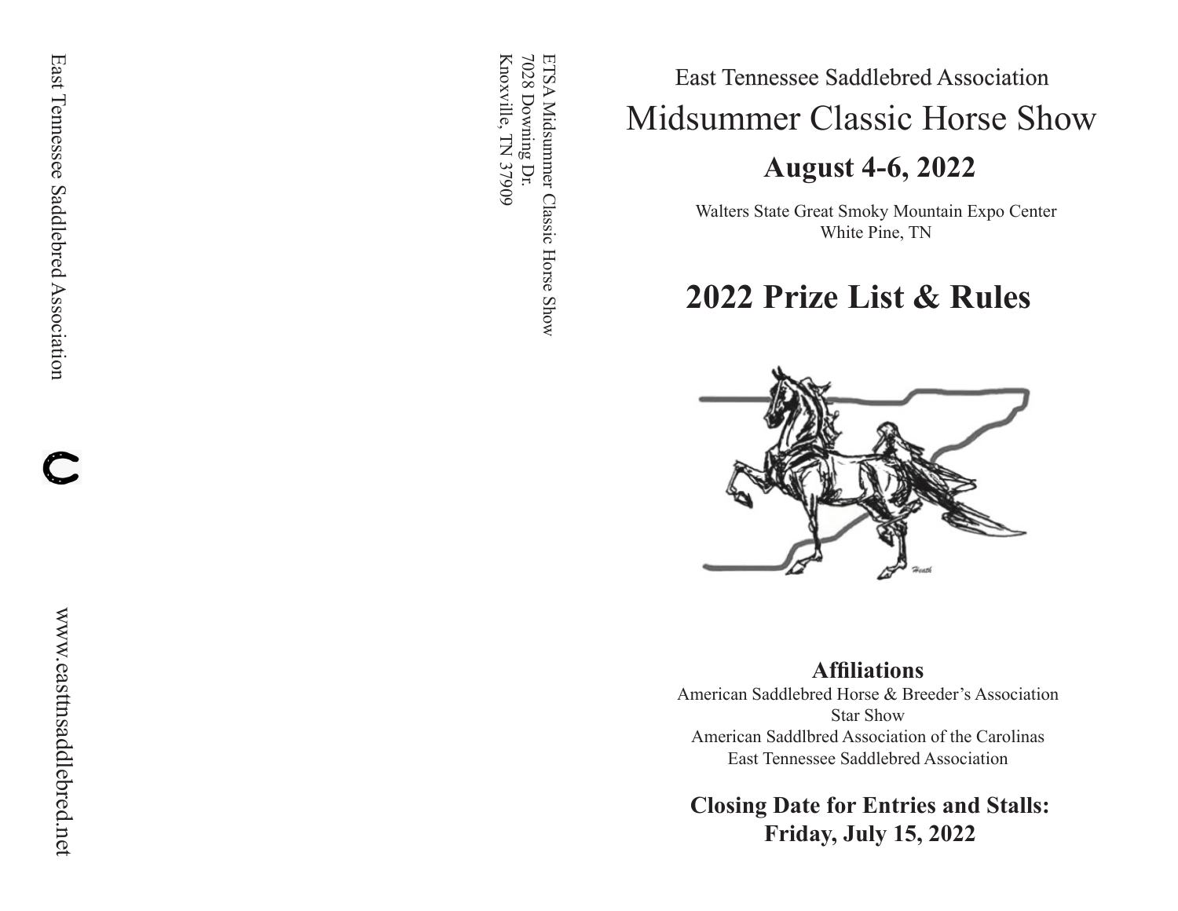East Tennessee Saddlebred Association

www.easttnsaddlebred.net

ETSA Midsummer Classic Horse Show
7028 Downing Dr.
Knoxville, TN 37909

East Tennessee Saddlebred Association

# Midsummer Classic Horse Show

## August 4-6, 2022

Walters State Great Smoky Mountain Expo Center
White Pine, TN

# 2022 Prize List & Rules

**Affiliations**

American Saddlebred Horse & Breeder's Association
Star Show
American Saddlbred Association of the Carolinas
East Tennessee Saddlebred Association

**Closing Date for Entries and Stalls:**
**Friday, July 15, 2022**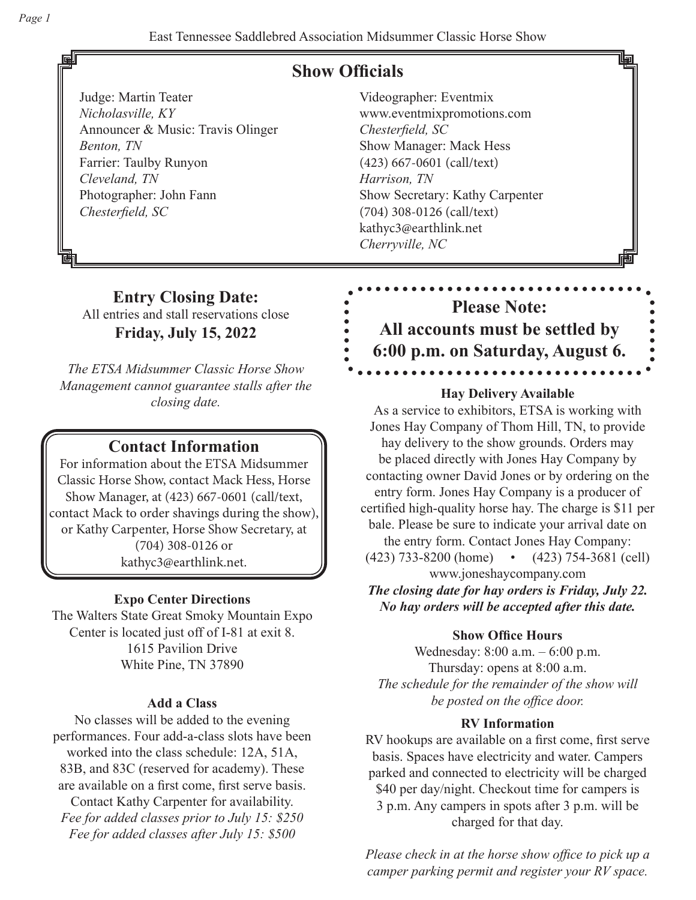## Show Officials

Judge: Martin Teater
*Nicholasville, KY*
Announcer & Music: Travis Olinger
*Benton, TN*
Farrier: Taulby Runyon
*Cleveland, TN*
Photographer: John Fann
*Chesterfield, SC*

Videographer: Eventmix
www.eventmixpromotions.com
*Chesterfield, SC*
Show Manager: Mack Hess
(423) 667-0601 (call/text)
*Harrison, TN*
Show Secretary: Kathy Carpenter
(704) 308-0126 (call/text)
kathyc3@earthlink.net
*Cherryville, NC*

**Entry Closing Date:**
All entries and stall reservations close
**Friday, July 15, 2022**

*The ETSA Midsummer Classic Horse Show Management cannot guarantee stalls after the closing date.*

## Contact Information

For information about the ETSA Midsummer Classic Horse Show, contact Mack Hess, Horse Show Manager, at (423) 667-0601 (call/text, contact Mack to order shavings during the show), or Kathy Carpenter, Horse Show Secretary, at (704) 308-0126 or kathyc3@earthlink.net.

**Expo Center Directions**

The Walters State Great Smoky Mountain Expo Center is located just off of I-81 at exit 8.
1615 Pavilion Drive
White Pine, TN 37890

**Add a Class**

No classes will be added to the evening performances. Four add-a-class slots have been worked into the class schedule: 12A, 51A, 83B, and 83C (reserved for academy). These are available on a first come, first serve basis. Contact Kathy Carpenter for availability.
*Fee for added classes prior to July 15: $250*
*Fee for added classes after July 15: $500*

**Please Note:
All accounts must be settled by 6:00 p.m. on Saturday, August 6.**

**Hay Delivery Available**

As a service to exhibitors, ETSA is working with Jones Hay Company of Thom Hill, TN, to provide hay delivery to the show grounds. Orders may be placed directly with Jones Hay Company by contacting owner David Jones or by ordering on the entry form. Jones Hay Company is a producer of certified high-quality horse hay. The charge is $11 per bale. Please be sure to indicate your arrival date on the entry form. Contact Jones Hay Company:
(423) 733-8200 (home) • (423) 754-3681 (cell)
www.joneshaycompany.com
***The closing date for hay orders is Friday, July 22. No hay orders will be accepted after this date.***

**Show Office Hours**

Wednesday: 8:00 a.m. – 6:00 p.m.
Thursday: opens at 8:00 a.m.
*The schedule for the remainder of the show will be posted on the office door.*

**RV Information**

RV hookups are available on a first come, first serve basis. Spaces have electricity and water. Campers parked and connected to electricity will be charged $40 per day/night. Checkout time for campers is 3 p.m. Any campers in spots after 3 p.m. will be charged for that day.

*Please check in at the horse show office to pick up a camper parking permit and register your RV space.*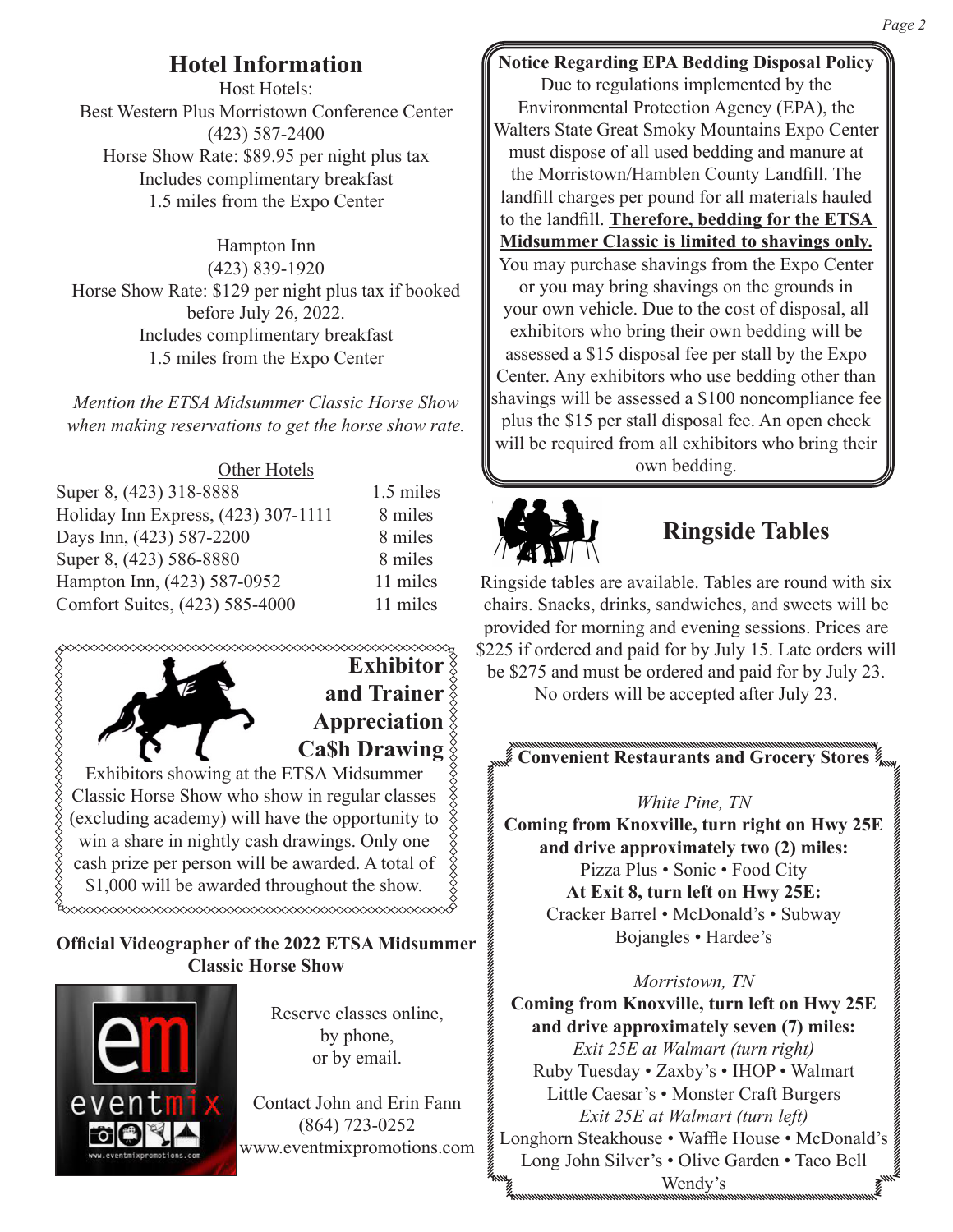## Hotel Information

Host Hotels:

Best Western Plus Morristown Conference Center
(423) 587-2400
Horse Show Rate: $89.95 per night plus tax
Includes complimentary breakfast
1.5 miles from the Expo Center

Hampton Inn
(423) 839-1920
Horse Show Rate: $129 per night plus tax if booked before July 26, 2022.
Includes complimentary breakfast
1.5 miles from the Expo Center

*Mention the ETSA Midsummer Classic Horse Show when making reservations to get the horse show rate.*

Other Hotels

| Hotel | Distance |
|---|---|
| Super 8, (423) 318-8888 | 1.5 miles |
| Holiday Inn Express, (423) 307-1111 | 8 miles |
| Days Inn, (423) 587-2200 | 8 miles |
| Super 8, (423) 586-8880 | 8 miles |
| Hampton Inn, (423) 587-0952 | 11 miles |
| Comfort Suites, (423) 585-4000 | 11 miles |

## Exhibitor and Trainer Appreciation Ca$h Drawing

Exhibitors showing at the ETSA Midsummer Classic Horse Show who show in regular classes (excluding academy) will have the opportunity to win a share in nightly cash drawings. Only one cash prize per person will be awarded. A total of $1,000 will be awarded throughout the show.

**Official Videographer of the 2022 ETSA Midsummer Classic Horse Show**

eventmix
www.eventmixpromotions.com

Reserve classes online, by phone, or by email.

Contact John and Erin Fann
(864) 723-0252
www.eventmixpromotions.com

**Notice Regarding EPA Bedding Disposal Policy**

Due to regulations implemented by the Environmental Protection Agency (EPA), the Walters State Great Smoky Mountains Expo Center must dispose of all used bedding and manure at the Morristown/Hamblen County Landfill. The landfill charges per pound for all materials hauled to the landfill. **Therefore, bedding for the ETSA Midsummer Classic is limited to shavings only.** You may purchase shavings from the Expo Center or you may bring shavings on the grounds in your own vehicle. Due to the cost of disposal, all exhibitors who bring their own bedding will be assessed a $15 disposal fee per stall by the Expo Center. Any exhibitors who use bedding other than shavings will be assessed a $100 noncompliance fee plus the $15 per stall disposal fee. An open check will be required from all exhibitors who bring their own bedding.

## Ringside Tables

Ringside tables are available. Tables are round with six chairs. Snacks, drinks, sandwiches, and sweets will be provided for morning and evening sessions. Prices are $225 if ordered and paid for by July 15. Late orders will be $275 and must be ordered and paid for by July 23. No orders will be accepted after July 23.

**Convenient Restaurants and Grocery Stores**

*White Pine, TN*

**Coming from Knoxville, turn right on Hwy 25E and drive approximately two (2) miles:**
Pizza Plus • Sonic • Food City
**At Exit 8, turn left on Hwy 25E:**
Cracker Barrel • McDonald's • Subway
Bojangles • Hardee's

*Morristown, TN*

**Coming from Knoxville, turn left on Hwy 25E and drive approximately seven (7) miles:**
*Exit 25E at Walmart (turn right)*
Ruby Tuesday • Zaxby's • IHOP • Walmart
Little Caesar's • Monster Craft Burgers
*Exit 25E at Walmart (turn left)*
Longhorn Steakhouse • Waffle House • McDonald's
Long John Silver's • Olive Garden • Taco Bell
Wendy's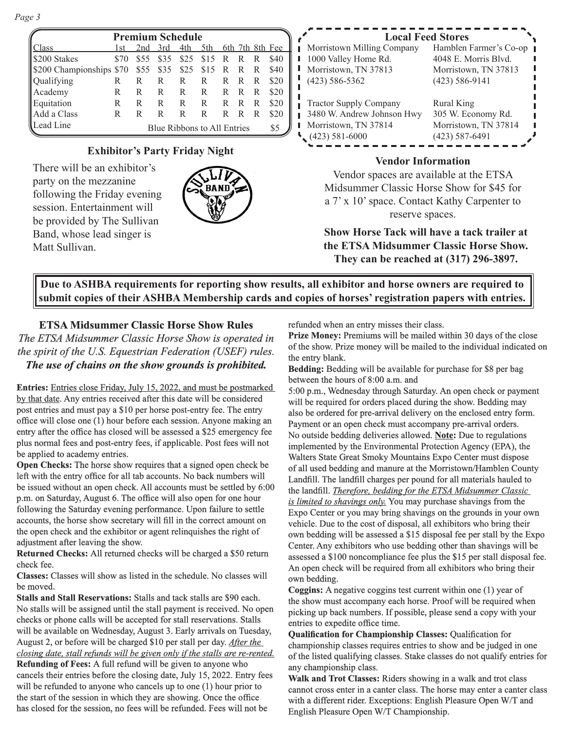## Premium Schedule

| Class | 1st | 2nd | 3rd | 4th | 5th | 6th | 7th | 8th | Fee |
|---|---|---|---|---|---|---|---|---|---|
| $200 Stakes | $70 | $55 | $35 | $25 | $15 | R | R | R | $40 |
| $200 Championships | $70 | $55 | $35 | $25 | $15 | R | R | R | $40 |
| Qualifying | R | R | R | R | R | R | R | R | $20 |
| Academy | R | R | R | R | R | R | R | R | $20 |
| Equitation | R | R | R | R | R | R | R | R | $20 |
| Add a Class | R | R | R | R | R | R | R | R | $20 |
| Lead Line | Blue Ribbons to All Entries | | | | | | | | $5 |

## Local Feed Stores

Morristown Milling Company
1000 Valley Home Rd.
Morristown, TN 37813
(423) 586-5362

Hamblen Farmer's Co-op
4048 E. Morris Blvd.
Morristown, TN 37813
(423) 586-9141

Tractor Supply Company
3480 W. Andrew Johnson Hwy
Morristown, TN 37814
(423) 581-6000

Rural King
305 W. Economy Rd.
Morristown, TN 37814
(423) 587-6491

## Exhibitor's Party Friday Night

There will be an exhibitor's party on the mezzanine following the Friday evening session. Entertainment will be provided by The Sullivan Band, whose lead singer is Matt Sullivan.

## Vendor Information

Vendor spaces are available at the ETSA Midsummer Classic Horse Show for $45 for a 7' x 10' space. Contact Kathy Carpenter to reserve spaces.

**Show Horse Tack will have a tack trailer at the ETSA Midsummer Classic Horse Show. They can be reached at (317) 296-3897.**

**Due to ASHBA requirements for reporting show results, all exhibitor and horse owners are required to submit copies of their ASHBA Membership cards and copies of horses' registration papers with entries.**

## ETSA Midsummer Classic Horse Show Rules

*The ETSA Midsummer Classic Horse Show is operated in the spirit of the U.S. Equestrian Federation (USEF) rules.*

***The use of chains on the show grounds is prohibited.***

**Entries:** Entries close Friday, July 15, 2022, and must be postmarked by that date. Any entries received after this date will be considered post entries and must pay a $10 per horse post-entry fee. The entry office will close one (1) hour before each session. Anyone making an entry after the office has closed will be assessed a $25 emergency fee plus normal fees and post-entry fees, if applicable. Post fees will not be applied to academy entries.

**Open Checks:** The horse show requires that a signed open check be left with the entry office for all tab accounts. No back numbers will be issued without an open check. All accounts must be settled by 6:00 p.m. on Saturday, August 6. The office will also open for one hour following the Saturday evening performance. Upon failure to settle accounts, the horse show secretary will fill in the correct amount on the open check and the exhibitor or agent relinquishes the right of adjustment after leaving the show.

**Returned Checks:** All returned checks will be charged a $50 return check fee.

**Classes:** Classes will show as listed in the schedule. No classes will be moved.

**Stalls and Stall Reservations:** Stalls and tack stalls are $90 each. No stalls will be assigned until the stall payment is received. No open checks or phone calls will be accepted for stall reservations. Stalls will be available on Wednesday, August 3. Early arrivals on Tuesday, August 2, or before will be charged $10 per stall per day. *After the closing date, stall refunds will be given only if the stalls are re-rented.*

**Refunding of Fees:** A full refund will be given to anyone who cancels their entries before the closing date, July 15, 2022. Entry fees will be refunded to anyone who cancels up to one (1) hour prior to the start of the session in which they are showing. Once the office has closed for the session, no fees will be refunded. Fees will not be refunded when an entry misses their class.

**Prize Money:** Premiums will be mailed within 30 days of the close of the show. Prize money will be mailed to the individual indicated on the entry blank.

**Bedding:** Bedding will be available for purchase for $8 per bag between the hours of 8:00 a.m. and 5:00 p.m., Wednesday through Saturday. An open check or payment will be required for orders placed during the show. Bedding may also be ordered for pre-arrival delivery on the enclosed entry form. Payment or an open check must accompany pre-arrival orders. No outside bedding deliveries allowed. **Note:** Due to regulations implemented by the Environmental Protection Agency (EPA), the Walters State Great Smoky Mountains Expo Center must dispose of all used bedding and manure at the Morristown/Hamblen County Landfill. The landfill charges per pound for all materials hauled to the landfill. *Therefore, bedding for the ETSA Midsummer Classic is limited to shavings only.* You may purchase shavings from the Expo Center or you may bring shavings on the grounds in your own vehicle. Due to the cost of disposal, all exhibitors who bring their own bedding will be assessed a $15 disposal fee per stall by the Expo Center. Any exhibitors who use bedding other than shavings will be assessed a $100 noncompliance fee plus the $15 per stall disposal fee. An open check will be required from all exhibitors who bring their own bedding.

**Coggins:** A negative coggins test current within one (1) year of the show must accompany each horse. Proof will be required when picking up back numbers. If possible, please send a copy with your entries to expedite office time.

**Qualification for Championship Classes:** Qualification for championship classes requires entries to show and be judged in one of the listed qualifying classes. Stake classes do not qualify entries for any championship class.

**Walk and Trot Classes:** Riders showing in a walk and trot class cannot cross enter in a canter class. The horse may enter a canter class with a different rider. Exceptions: English Pleasure Open W/T and English Pleasure Open W/T Championship.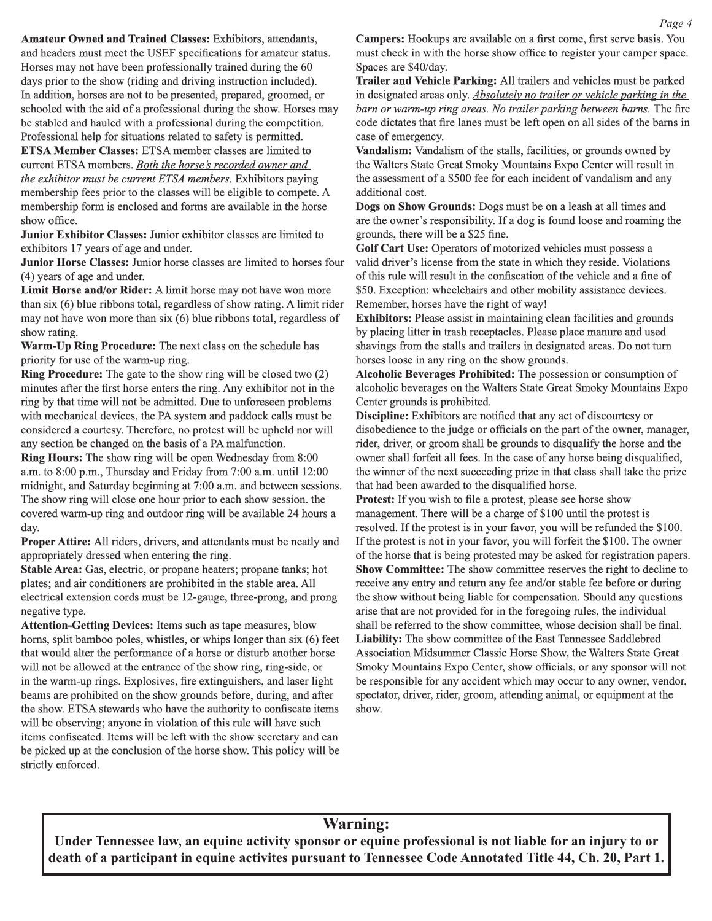**Amateur Owned and Trained Classes:** Exhibitors, attendants, and headers must meet the USEF specifications for amateur status. Horses may not have been professionally trained during the 60 days prior to the show (riding and driving instruction included). In addition, horses are not to be presented, prepared, groomed, or schooled with the aid of a professional during the show. Horses may be stabled and hauled with a professional during the competition. Professional help for situations related to safety is permitted.

**ETSA Member Classes:** ETSA member classes are limited to current ETSA members. *Both the horse's recorded owner and the exhibitor must be current ETSA members.* Exhibitors paying membership fees prior to the classes will be eligible to compete. A membership form is enclosed and forms are available in the horse show office.

**Junior Exhibitor Classes:** Junior exhibitor classes are limited to exhibitors 17 years of age and under.

**Junior Horse Classes:** Junior horse classes are limited to horses four (4) years of age and under.

**Limit Horse and/or Rider:** A limit horse may not have won more than six (6) blue ribbons total, regardless of show rating. A limit rider may not have won more than six (6) blue ribbons total, regardless of show rating.

**Warm-Up Ring Procedure:** The next class on the schedule has priority for use of the warm-up ring.

**Ring Procedure:** The gate to the show ring will be closed two (2) minutes after the first horse enters the ring. Any exhibitor not in the ring by that time will not be admitted. Due to unforeseen problems with mechanical devices, the PA system and paddock calls must be considered a courtesy. Therefore, no protest will be upheld nor will any section be changed on the basis of a PA malfunction.

**Ring Hours:** The show ring will be open Wednesday from 8:00 a.m. to 8:00 p.m., Thursday and Friday from 7:00 a.m. until 12:00 midnight, and Saturday beginning at 7:00 a.m. and between sessions. The show ring will close one hour prior to each show session. the covered warm-up ring and outdoor ring will be available 24 hours a day.

**Proper Attire:** All riders, drivers, and attendants must be neatly and appropriately dressed when entering the ring.

**Stable Area:** Gas, electric, or propane heaters; propane tanks; hot plates; and air conditioners are prohibited in the stable area. All electrical extension cords must be 12-gauge, three-prong, and prong negative type.

**Attention-Getting Devices:** Items such as tape measures, blow horns, split bamboo poles, whistles, or whips longer than six (6) feet that would alter the performance of a horse or disturb another horse will not be allowed at the entrance of the show ring, ring-side, or in the warm-up rings. Explosives, fire extinguishers, and laser light beams are prohibited on the show grounds before, during, and after the show. ETSA stewards who have the authority to confiscate items will be observing; anyone in violation of this rule will have such items confiscated. Items will be left with the show secretary and can be picked up at the conclusion of the horse show. This policy will be strictly enforced.

**Campers:** Hookups are available on a first come, first serve basis. You must check in with the horse show office to register your camper space. Spaces are $40/day.

**Trailer and Vehicle Parking:** All trailers and vehicles must be parked in designated areas only. *Absolutely no trailer or vehicle parking in the barn or warm-up ring areas. No trailer parking between barns.* The fire code dictates that fire lanes must be left open on all sides of the barns in case of emergency.

**Vandalism:** Vandalism of the stalls, facilities, or grounds owned by the Walters State Great Smoky Mountains Expo Center will result in the assessment of a $500 fee for each incident of vandalism and any additional cost.

**Dogs on Show Grounds:** Dogs must be on a leash at all times and are the owner's responsibility. If a dog is found loose and roaming the grounds, there will be a $25 fine.

**Golf Cart Use:** Operators of motorized vehicles must possess a valid driver's license from the state in which they reside. Violations of this rule will result in the confiscation of the vehicle and a fine of $50. Exception: wheelchairs and other mobility assistance devices. Remember, horses have the right of way!

**Exhibitors:** Please assist in maintaining clean facilities and grounds by placing litter in trash receptacles. Please place manure and used shavings from the stalls and trailers in designated areas. Do not turn horses loose in any ring on the show grounds.

**Alcoholic Beverages Prohibited:** The possession or consumption of alcoholic beverages on the Walters State Great Smoky Mountains Expo Center grounds is prohibited.

**Discipline:** Exhibitors are notified that any act of discourtesy or disobedience to the judge or officials on the part of the owner, manager, rider, driver, or groom shall be grounds to disqualify the horse and the owner shall forfeit all fees. In the case of any horse being disqualified, the winner of the next succeeding prize in that class shall take the prize that had been awarded to the disqualified horse.

**Protest:** If you wish to file a protest, please see horse show management. There will be a charge of $100 until the protest is resolved. If the protest is in your favor, you will be refunded the $100. If the protest is not in your favor, you will forfeit the $100. The owner of the horse that is being protested may be asked for registration papers.

**Show Committee:** The show committee reserves the right to decline to receive any entry and return any fee and/or stable fee before or during the show without being liable for compensation. Should any questions arise that are not provided for in the foregoing rules, the individual shall be referred to the show committee, whose decision shall be final.

**Liability:** The show committee of the East Tennessee Saddlebred Association Midsummer Classic Horse Show, the Walters State Great Smoky Mountains Expo Center, show officials, or any sponsor will not be responsible for any accident which may occur to any owner, vendor, spectator, driver, rider, groom, attending animal, or equipment at the show.

## Warning:

**Under Tennessee law, an equine activity sponsor or equine professional is not liable for an injury to or death of a participant in equine activites pursuant to Tennessee Code Annotated Title 44, Ch. 20, Part 1.**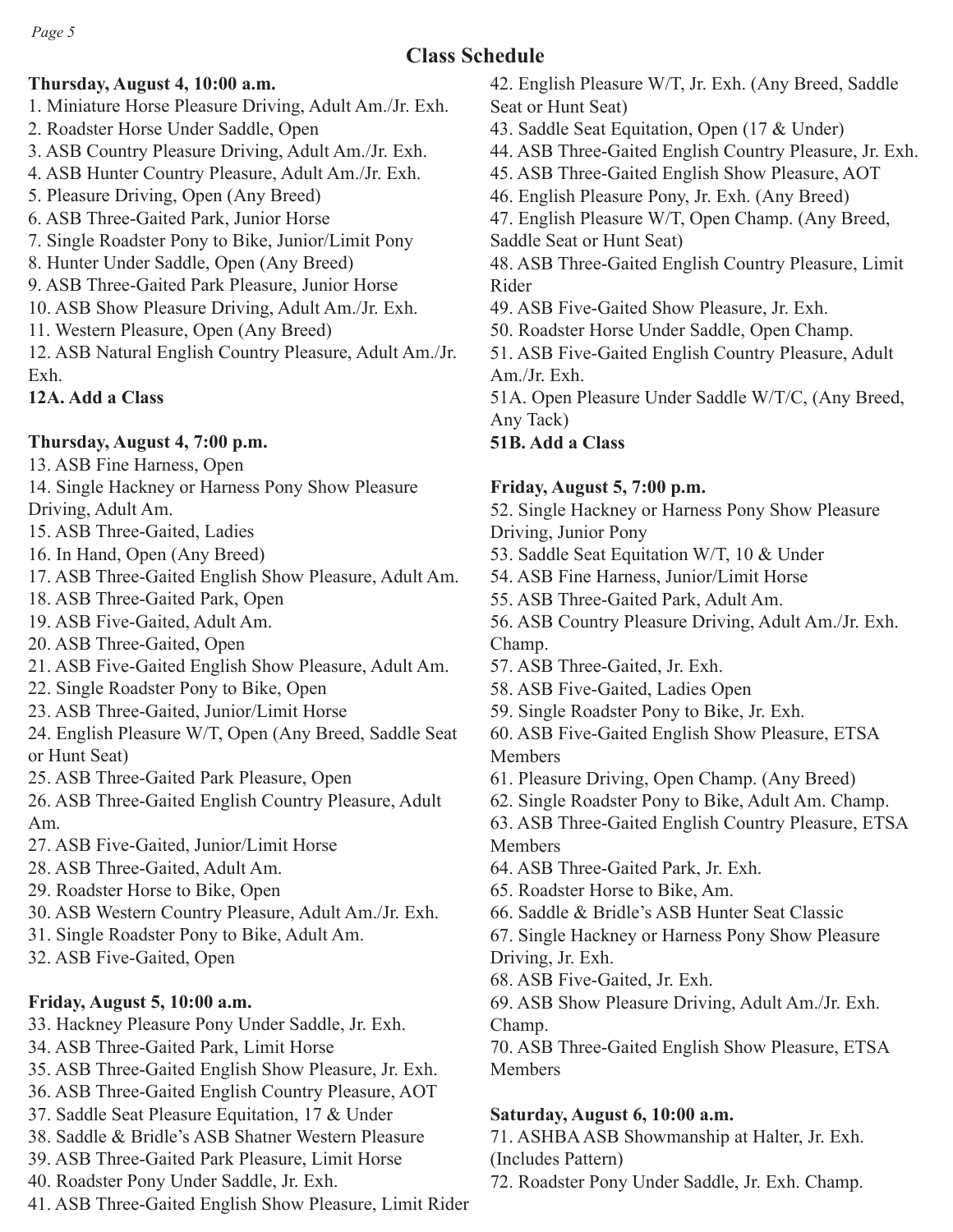# Class Schedule

**Thursday, August 4, 10:00 a.m.**

1. Miniature Horse Pleasure Driving, Adult Am./Jr. Exh.
2. Roadster Horse Under Saddle, Open
3. ASB Country Pleasure Driving, Adult Am./Jr. Exh.
4. ASB Hunter Country Pleasure, Adult Am./Jr. Exh.
5. Pleasure Driving, Open (Any Breed)
6. ASB Three-Gaited Park, Junior Horse
7. Single Roadster Pony to Bike, Junior/Limit Pony
8. Hunter Under Saddle, Open (Any Breed)
9. ASB Three-Gaited Park Pleasure, Junior Horse
10. ASB Show Pleasure Driving, Adult Am./Jr. Exh.
11. Western Pleasure, Open (Any Breed)
12. ASB Natural English Country Pleasure, Adult Am./Jr. Exh.

**12A. Add a Class**

**Thursday, August 4, 7:00 p.m.**

13. ASB Fine Harness, Open
14. Single Hackney or Harness Pony Show Pleasure Driving, Adult Am.
15. ASB Three-Gaited, Ladies
16. In Hand, Open (Any Breed)
17. ASB Three-Gaited English Show Pleasure, Adult Am.
18. ASB Three-Gaited Park, Open
19. ASB Five-Gaited, Adult Am.
20. ASB Three-Gaited, Open
21. ASB Five-Gaited English Show Pleasure, Adult Am.
22. Single Roadster Pony to Bike, Open
23. ASB Three-Gaited, Junior/Limit Horse
24. English Pleasure W/T, Open (Any Breed, Saddle Seat or Hunt Seat)
25. ASB Three-Gaited Park Pleasure, Open
26. ASB Three-Gaited English Country Pleasure, Adult Am.
27. ASB Five-Gaited, Junior/Limit Horse
28. ASB Three-Gaited, Adult Am.
29. Roadster Horse to Bike, Open
30. ASB Western Country Pleasure, Adult Am./Jr. Exh.
31. Single Roadster Pony to Bike, Adult Am.
32. ASB Five-Gaited, Open

**Friday, August 5, 10:00 a.m.**

33. Hackney Pleasure Pony Under Saddle, Jr. Exh.
34. ASB Three-Gaited Park, Limit Horse
35. ASB Three-Gaited English Show Pleasure, Jr. Exh.
36. ASB Three-Gaited English Country Pleasure, AOT
37. Saddle Seat Pleasure Equitation, 17 & Under
38. Saddle & Bridle's ASB Shatner Western Pleasure
39. ASB Three-Gaited Park Pleasure, Limit Horse
40. Roadster Pony Under Saddle, Jr. Exh.
41. ASB Three-Gaited English Show Pleasure, Limit Rider
42. English Pleasure W/T, Jr. Exh. (Any Breed, Saddle Seat or Hunt Seat)
43. Saddle Seat Equitation, Open (17 & Under)
44. ASB Three-Gaited English Country Pleasure, Jr. Exh.
45. ASB Three-Gaited English Show Pleasure, AOT
46. English Pleasure Pony, Jr. Exh. (Any Breed)
47. English Pleasure W/T, Open Champ. (Any Breed, Saddle Seat or Hunt Seat)
48. ASB Three-Gaited English Country Pleasure, Limit Rider
49. ASB Five-Gaited Show Pleasure, Jr. Exh.
50. Roadster Horse Under Saddle, Open Champ.
51. ASB Five-Gaited English Country Pleasure, Adult Am./Jr. Exh.

51A. Open Pleasure Under Saddle W/T/C, (Any Breed, Any Tack)

**51B. Add a Class**

**Friday, August 5, 7:00 p.m.**

52. Single Hackney or Harness Pony Show Pleasure Driving, Junior Pony
53. Saddle Seat Equitation W/T, 10 & Under
54. ASB Fine Harness, Junior/Limit Horse
55. ASB Three-Gaited Park, Adult Am.
56. ASB Country Pleasure Driving, Adult Am./Jr. Exh. Champ.
57. ASB Three-Gaited, Jr. Exh.
58. ASB Five-Gaited, Ladies Open
59. Single Roadster Pony to Bike, Jr. Exh.
60. ASB Five-Gaited English Show Pleasure, ETSA Members
61. Pleasure Driving, Open Champ. (Any Breed)
62. Single Roadster Pony to Bike, Adult Am. Champ.
63. ASB Three-Gaited English Country Pleasure, ETSA Members
64. ASB Three-Gaited Park, Jr. Exh.
65. Roadster Horse to Bike, Am.
66. Saddle & Bridle's ASB Hunter Seat Classic
67. Single Hackney or Harness Pony Show Pleasure Driving, Jr. Exh.
68. ASB Five-Gaited, Jr. Exh.
69. ASB Show Pleasure Driving, Adult Am./Jr. Exh. Champ.
70. ASB Three-Gaited English Show Pleasure, ETSA Members

**Saturday, August 6, 10:00 a.m.**

71. ASHBA ASB Showmanship at Halter, Jr. Exh. (Includes Pattern)
72. Roadster Pony Under Saddle, Jr. Exh. Champ.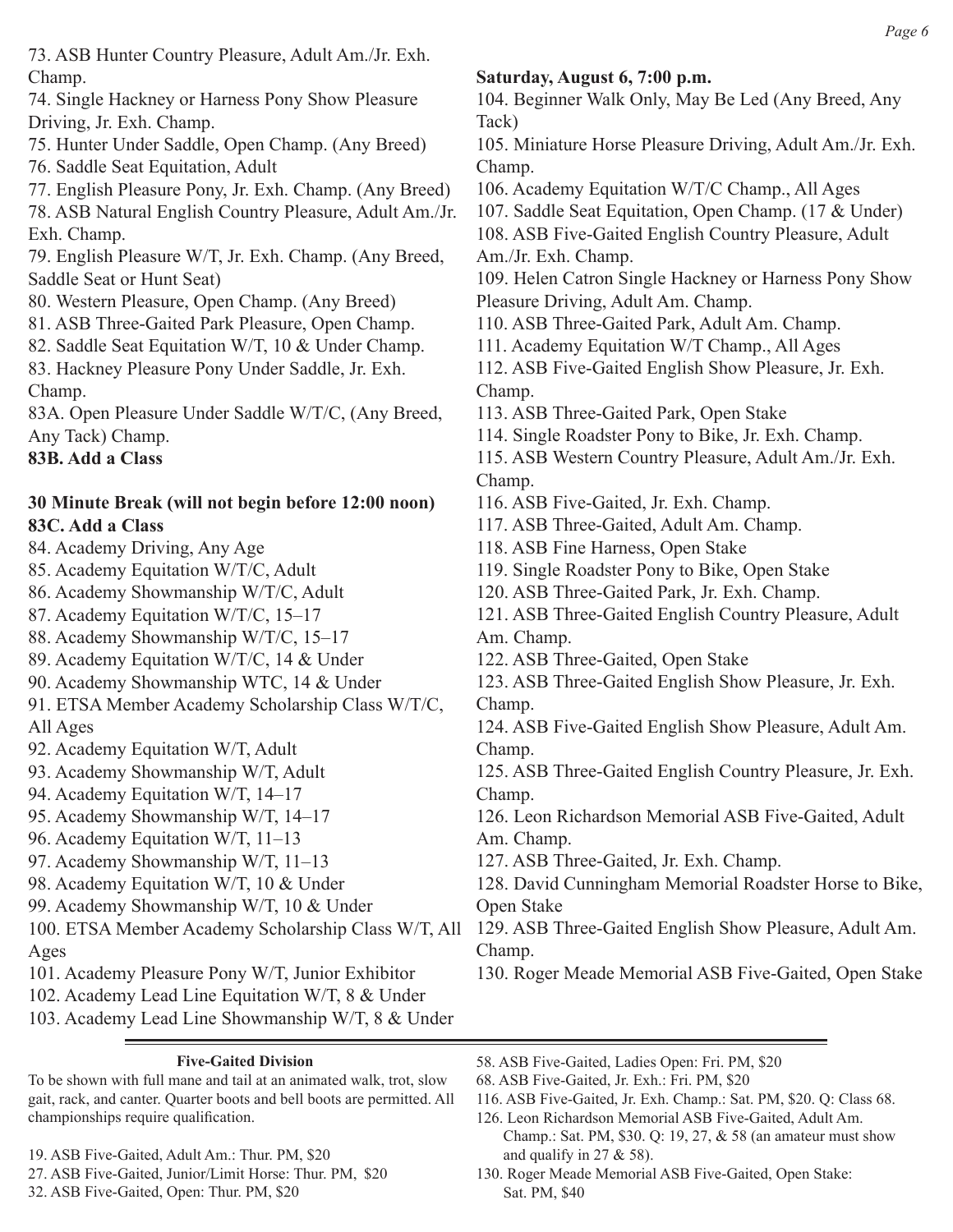73. ASB Hunter Country Pleasure, Adult Am./Jr. Exh. Champ.

74. Single Hackney or Harness Pony Show Pleasure Driving, Jr. Exh. Champ.

75. Hunter Under Saddle, Open Champ. (Any Breed)

76. Saddle Seat Equitation, Adult

77. English Pleasure Pony, Jr. Exh. Champ. (Any Breed)

78. ASB Natural English Country Pleasure, Adult Am./Jr. Exh. Champ.

79. English Pleasure W/T, Jr. Exh. Champ. (Any Breed, Saddle Seat or Hunt Seat)

80. Western Pleasure, Open Champ. (Any Breed)

81. ASB Three-Gaited Park Pleasure, Open Champ.

82. Saddle Seat Equitation W/T, 10 & Under Champ.

83. Hackney Pleasure Pony Under Saddle, Jr. Exh. Champ.

83A. Open Pleasure Under Saddle W/T/C, (Any Breed, Any Tack) Champ.

**83B. Add a Class**

**30 Minute Break (will not begin before 12:00 noon)**

**83C. Add a Class**

84. Academy Driving, Any Age

85. Academy Equitation W/T/C, Adult

86. Academy Showmanship W/T/C, Adult

87. Academy Equitation W/T/C, 15–17

88. Academy Showmanship W/T/C, 15–17

89. Academy Equitation W/T/C, 14 & Under

90. Academy Showmanship WTC, 14 & Under

91. ETSA Member Academy Scholarship Class W/T/C, All Ages

92. Academy Equitation W/T, Adult

93. Academy Showmanship W/T, Adult

94. Academy Equitation W/T, 14–17

95. Academy Showmanship W/T, 14–17

96. Academy Equitation W/T, 11–13

97. Academy Showmanship W/T, 11–13

98. Academy Equitation W/T, 10 & Under

99. Academy Showmanship W/T, 10 & Under

100. ETSA Member Academy Scholarship Class W/T, All Ages

101. Academy Pleasure Pony W/T, Junior Exhibitor

102. Academy Lead Line Equitation W/T, 8 & Under

103. Academy Lead Line Showmanship W/T, 8 & Under

**Saturday, August 6, 7:00 p.m.**

104. Beginner Walk Only, May Be Led (Any Breed, Any Tack)

105. Miniature Horse Pleasure Driving, Adult Am./Jr. Exh. Champ.

106. Academy Equitation W/T/C Champ., All Ages

107. Saddle Seat Equitation, Open Champ. (17 & Under)

108. ASB Five-Gaited English Country Pleasure, Adult Am./Jr. Exh. Champ.

109. Helen Catron Single Hackney or Harness Pony Show Pleasure Driving, Adult Am. Champ.

110. ASB Three-Gaited Park, Adult Am. Champ.

111. Academy Equitation W/T Champ., All Ages

112. ASB Five-Gaited English Show Pleasure, Jr. Exh. Champ.

113. ASB Three-Gaited Park, Open Stake

114. Single Roadster Pony to Bike, Jr. Exh. Champ.

115. ASB Western Country Pleasure, Adult Am./Jr. Exh. Champ.

116. ASB Five-Gaited, Jr. Exh. Champ.

117. ASB Three-Gaited, Adult Am. Champ.

118. ASB Fine Harness, Open Stake

119. Single Roadster Pony to Bike, Open Stake

120. ASB Three-Gaited Park, Jr. Exh. Champ.

121. ASB Three-Gaited English Country Pleasure, Adult Am. Champ.

122. ASB Three-Gaited, Open Stake

123. ASB Three-Gaited English Show Pleasure, Jr. Exh. Champ.

124. ASB Five-Gaited English Show Pleasure, Adult Am. Champ.

125. ASB Three-Gaited English Country Pleasure, Jr. Exh. Champ.

126. Leon Richardson Memorial ASB Five-Gaited, Adult Am. Champ.

127. ASB Three-Gaited, Jr. Exh. Champ.

128. David Cunningham Memorial Roadster Horse to Bike, Open Stake

129. ASB Three-Gaited English Show Pleasure, Adult Am. Champ.

130. Roger Meade Memorial ASB Five-Gaited, Open Stake

---

**Five-Gaited Division**

To be shown with full mane and tail at an animated walk, trot, slow gait, rack, and canter. Quarter boots and bell boots are permitted. All championships require qualification.

19. ASB Five-Gaited, Adult Am.: Thur. PM, $20
27. ASB Five-Gaited, Junior/Limit Horse: Thur. PM, $20
32. ASB Five-Gaited, Open: Thur. PM, $20
58. ASB Five-Gaited, Ladies Open: Fri. PM, $20
68. ASB Five-Gaited, Jr. Exh.: Fri. PM, $20
116. ASB Five-Gaited, Jr. Exh. Champ.: Sat. PM, $20. Q: Class 68.
126. Leon Richardson Memorial ASB Five-Gaited, Adult Am. Champ.: Sat. PM, $30. Q: 19, 27, & 58 (an amateur must show and qualify in 27 & 58).
130. Roger Meade Memorial ASB Five-Gaited, Open Stake: Sat. PM, $40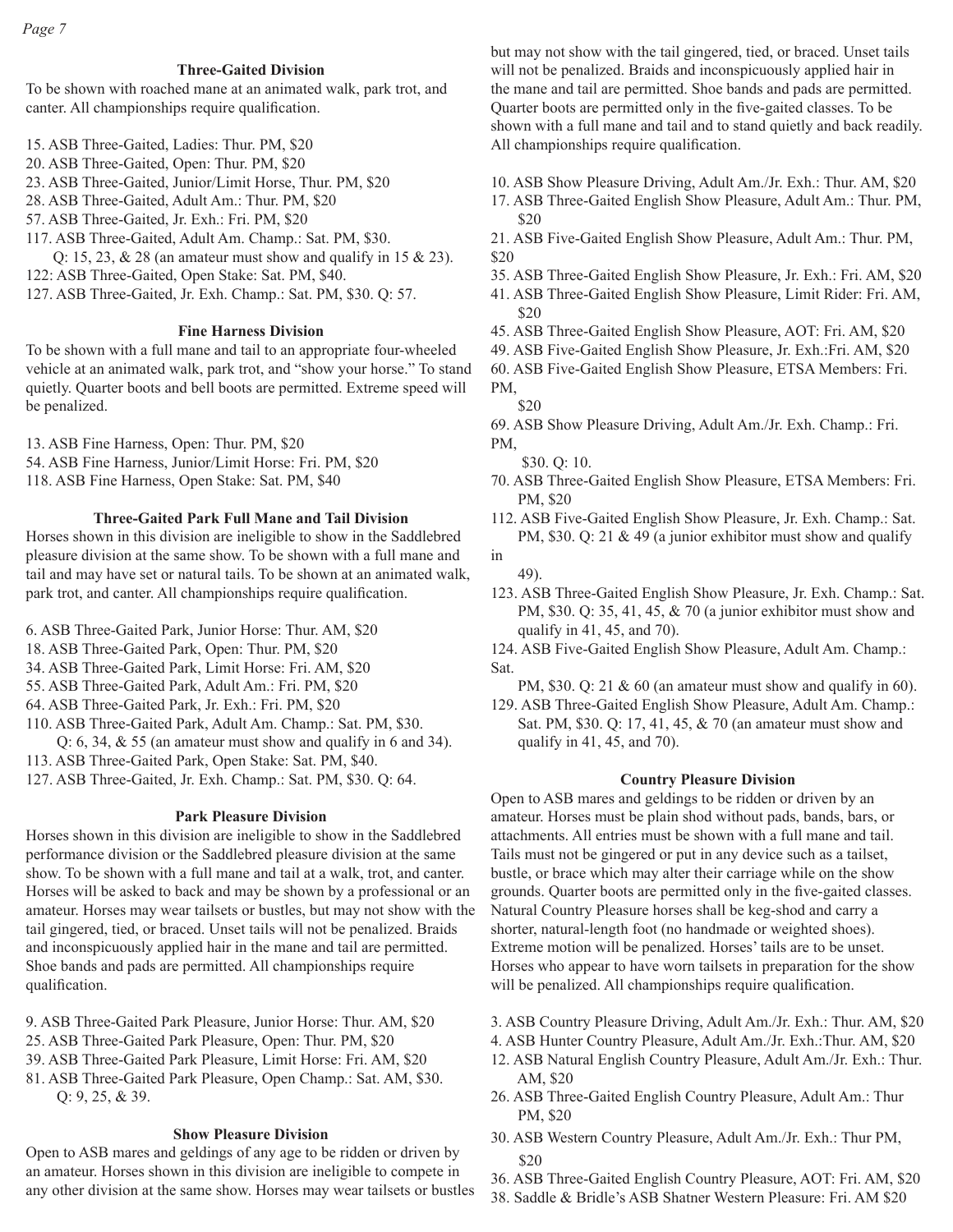### Three-Gaited Division

To be shown with roached mane at an animated walk, park trot, and canter. All championships require qualification.

15. ASB Three-Gaited, Ladies: Thur. PM, $20
20. ASB Three-Gaited, Open: Thur. PM, $20
23. ASB Three-Gaited, Junior/Limit Horse, Thur. PM, $20
28. ASB Three-Gaited, Adult Am.: Thur. PM, $20
57. ASB Three-Gaited, Jr. Exh.: Fri. PM, $20
117. ASB Three-Gaited, Adult Am. Champ.: Sat. PM, $30. Q: 15, 23, & 28 (an amateur must show and qualify in 15 & 23).
122: ASB Three-Gaited, Open Stake: Sat. PM, $40.
127. ASB Three-Gaited, Jr. Exh. Champ.: Sat. PM, $30. Q: 57.

### Fine Harness Division

To be shown with a full mane and tail to an appropriate four-wheeled vehicle at an animated walk, park trot, and "show your horse." To stand quietly. Quarter boots and bell boots are permitted. Extreme speed will be penalized.

13. ASB Fine Harness, Open: Thur. PM, $20
54. ASB Fine Harness, Junior/Limit Horse: Fri. PM, $20
118. ASB Fine Harness, Open Stake: Sat. PM, $40

### Three-Gaited Park Full Mane and Tail Division

Horses shown in this division are ineligible to show in the Saddlebred pleasure division at the same show. To be shown with a full mane and tail and may have set or natural tails. To be shown at an animated walk, park trot, and canter. All championships require qualification.

6. ASB Three-Gaited Park, Junior Horse: Thur. AM, $20
18. ASB Three-Gaited Park, Open: Thur. PM, $20
34. ASB Three-Gaited Park, Limit Horse: Fri. AM, $20
55. ASB Three-Gaited Park, Adult Am.: Fri. PM, $20
64. ASB Three-Gaited Park, Jr. Exh.: Fri. PM, $20
110. ASB Three-Gaited Park, Adult Am. Champ.: Sat. PM, $30. Q: 6, 34, & 55 (an amateur must show and qualify in 6 and 34).
113. ASB Three-Gaited Park, Open Stake: Sat. PM, $40.
127. ASB Three-Gaited, Jr. Exh. Champ.: Sat. PM, $30. Q: 64.

### Park Pleasure Division

Horses shown in this division are ineligible to show in the Saddlebred performance division or the Saddlebred pleasure division at the same show. To be shown with a full mane and tail at a walk, trot, and canter. Horses will be asked to back and may be shown by a professional or an amateur. Horses may wear tailsets or bustles, but may not show with the tail gingered, tied, or braced. Unset tails will not be penalized. Braids and inconspicuously applied hair in the mane and tail are permitted. Shoe bands and pads are permitted. All championships require qualification.

9. ASB Three-Gaited Park Pleasure, Junior Horse: Thur. AM, $20
25. ASB Three-Gaited Park Pleasure, Open: Thur. PM, $20
39. ASB Three-Gaited Park Pleasure, Limit Horse: Fri. AM, $20
81. ASB Three-Gaited Park Pleasure, Open Champ.: Sat. AM, $30. Q: 9, 25, & 39.

### Show Pleasure Division

Open to ASB mares and geldings of any age to be ridden or driven by an amateur. Horses shown in this division are ineligible to compete in any other division at the same show. Horses may wear tailsets or bustles but may not show with the tail gingered, tied, or braced. Unset tails will not be penalized. Braids and inconspicuously applied hair in the mane and tail are permitted. Shoe bands and pads are permitted. Quarter boots are permitted only in the five-gaited classes. To be shown with a full mane and tail and to stand quietly and back readily. All championships require qualification.

10. ASB Show Pleasure Driving, Adult Am./Jr. Exh.: Thur. AM, $20
17. ASB Three-Gaited English Show Pleasure, Adult Am.: Thur. PM, $20
21. ASB Five-Gaited English Show Pleasure, Adult Am.: Thur. PM, $20
35. ASB Three-Gaited English Show Pleasure, Jr. Exh.: Fri. AM, $20
41. ASB Three-Gaited English Show Pleasure, Limit Rider: Fri. AM, $20
45. ASB Three-Gaited English Show Pleasure, AOT: Fri. AM, $20
49. ASB Five-Gaited English Show Pleasure, Jr. Exh.:Fri. AM, $20
60. ASB Five-Gaited English Show Pleasure, ETSA Members: Fri. PM, $20
69. ASB Show Pleasure Driving, Adult Am./Jr. Exh. Champ.: Fri. PM, $30. Q: 10.
70. ASB Three-Gaited English Show Pleasure, ETSA Members: Fri. PM, $20
112. ASB Five-Gaited English Show Pleasure, Jr. Exh. Champ.: Sat. PM, $30. Q: 21 & 49 (a junior exhibitor must show and qualify in 49).
123. ASB Three-Gaited English Show Pleasure, Jr. Exh. Champ.: Sat. PM, $30. Q: 35, 41, 45, & 70 (a junior exhibitor must show and qualify in 41, 45, and 70).
124. ASB Five-Gaited English Show Pleasure, Adult Am. Champ.: Sat. PM, $30. Q: 21 & 60 (an amateur must show and qualify in 60).
129. ASB Three-Gaited English Show Pleasure, Adult Am. Champ.: Sat. PM, $30. Q: 17, 41, 45, & 70 (an amateur must show and qualify in 41, 45, and 70).

### Country Pleasure Division

Open to ASB mares and geldings to be ridden or driven by an amateur. Horses must be plain shod without pads, bands, bars, or attachments. All entries must be shown with a full mane and tail. Tails must not be gingered or put in any device such as a tailset, bustle, or brace which may alter their carriage while on the show grounds. Quarter boots are permitted only in the five-gaited classes. Natural Country Pleasure horses shall be keg-shod and carry a shorter, natural-length foot (no handmade or weighted shoes). Extreme motion will be penalized. Horses' tails are to be unset. Horses who appear to have worn tailsets in preparation for the show will be penalized. All championships require qualification.

3. ASB Country Pleasure Driving, Adult Am./Jr. Exh.: Thur. AM, $20
4. ASB Hunter Country Pleasure, Adult Am./Jr. Exh.:Thur. AM, $20
12. ASB Natural English Country Pleasure, Adult Am./Jr. Exh.: Thur. AM, $20
26. ASB Three-Gaited English Country Pleasure, Adult Am.: Thur PM, $20
30. ASB Western Country Pleasure, Adult Am./Jr. Exh.: Thur PM, $20
36. ASB Three-Gaited English Country Pleasure, AOT: Fri. AM, $20
38. Saddle & Bridle's ASB Shatner Western Pleasure: Fri. AM $20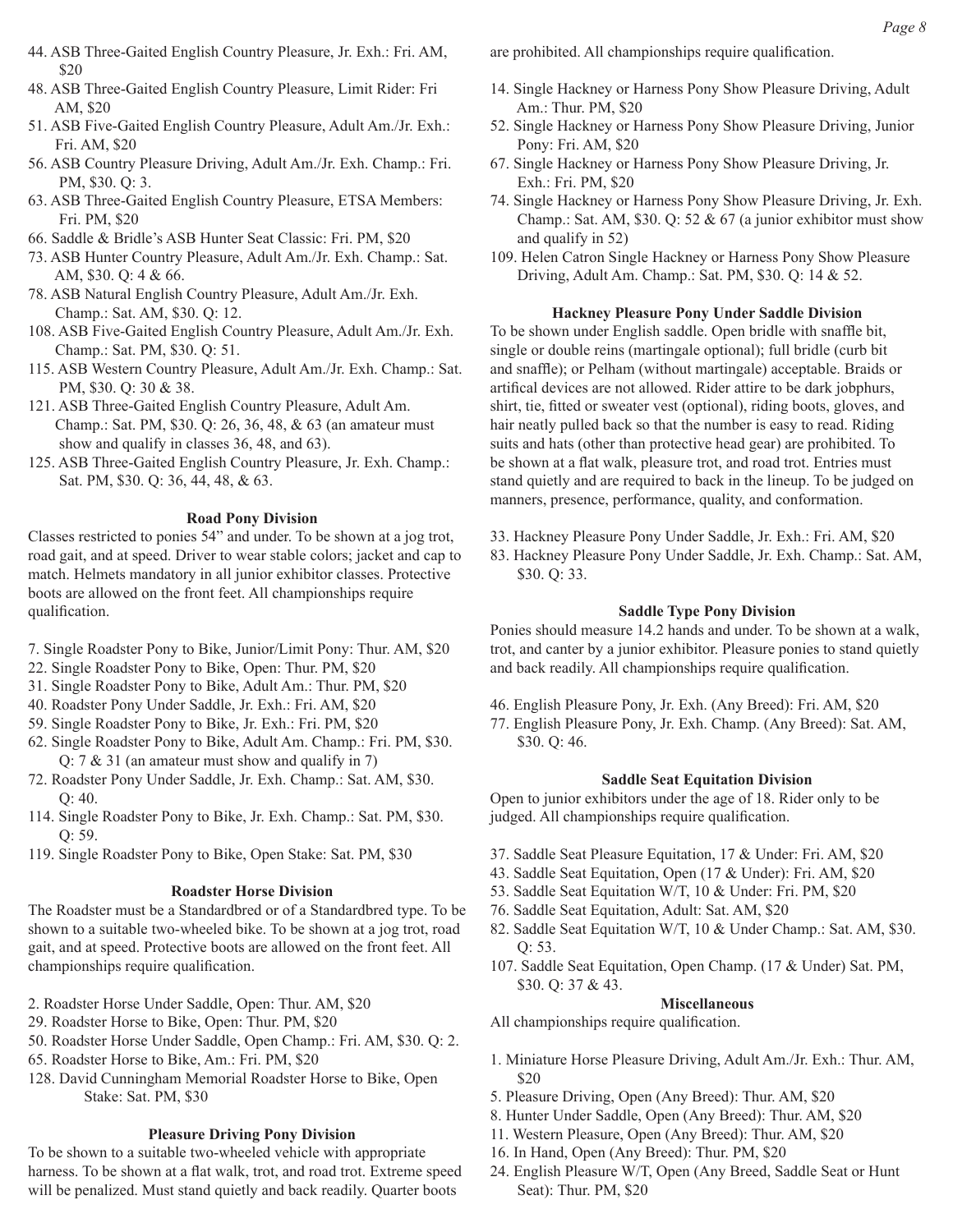44. ASB Three-Gaited English Country Pleasure, Jr. Exh.: Fri. AM, $20
48. ASB Three-Gaited English Country Pleasure, Limit Rider: Fri AM, $20
51. ASB Five-Gaited English Country Pleasure, Adult Am./Jr. Exh.: Fri. AM, $20
56. ASB Country Pleasure Driving, Adult Am./Jr. Exh. Champ.: Fri. PM, $30. Q: 3.
63. ASB Three-Gaited English Country Pleasure, ETSA Members: Fri. PM, $20
66. Saddle & Bridle's ASB Hunter Seat Classic: Fri. PM, $20
73. ASB Hunter Country Pleasure, Adult Am./Jr. Exh. Champ.: Sat. AM, $30. Q: 4 & 66.
78. ASB Natural English Country Pleasure, Adult Am./Jr. Exh. Champ.: Sat. AM, $30. Q: 12.
108. ASB Five-Gaited English Country Pleasure, Adult Am./Jr. Exh. Champ.: Sat. PM, $30. Q: 51.
115. ASB Western Country Pleasure, Adult Am./Jr. Exh. Champ.: Sat. PM, $30. Q: 30 & 38.
121. ASB Three-Gaited English Country Pleasure, Adult Am. Champ.: Sat. PM, $30. Q: 26, 36, 48, & 63 (an amateur must show and qualify in classes 36, 48, and 63).
125. ASB Three-Gaited English Country Pleasure, Jr. Exh. Champ.: Sat. PM, $30. Q: 36, 44, 48, & 63.

### Road Pony Division

Classes restricted to ponies 54" and under. To be shown at a jog trot, road gait, and at speed. Driver to wear stable colors; jacket and cap to match. Helmets mandatory in all junior exhibitor classes. Protective boots are allowed on the front feet. All championships require qualification.

7. Single Roadster Pony to Bike, Junior/Limit Pony: Thur. AM, $20
22. Single Roadster Pony to Bike, Open: Thur. PM, $20
31. Single Roadster Pony to Bike, Adult Am.: Thur. PM, $20
40. Roadster Pony Under Saddle, Jr. Exh.: Fri. AM, $20
59. Single Roadster Pony to Bike, Jr. Exh.: Fri. PM, $20
62. Single Roadster Pony to Bike, Adult Am. Champ.: Fri. PM, $30. Q: 7 & 31 (an amateur must show and qualify in 7)
72. Roadster Pony Under Saddle, Jr. Exh. Champ.: Sat. AM, $30. Q: 40.
114. Single Roadster Pony to Bike, Jr. Exh. Champ.: Sat. PM, $30. Q: 59.
119. Single Roadster Pony to Bike, Open Stake: Sat. PM, $30

### Roadster Horse Division

The Roadster must be a Standardbred or of a Standardbred type. To be shown to a suitable two-wheeled bike. To be shown at a jog trot, road gait, and at speed. Protective boots are allowed on the front feet. All championships require qualification.

2. Roadster Horse Under Saddle, Open: Thur. AM, $20
29. Roadster Horse to Bike, Open: Thur. PM, $20
50. Roadster Horse Under Saddle, Open Champ.: Fri. AM, $30. Q: 2.
65. Roadster Horse to Bike, Am.: Fri. PM, $20
128. David Cunningham Memorial Roadster Horse to Bike, Open Stake: Sat. PM, $30

### Pleasure Driving Pony Division

To be shown to a suitable two-wheeled vehicle with appropriate harness. To be shown at a flat walk, trot, and road trot. Extreme speed will be penalized. Must stand quietly and back readily. Quarter boots are prohibited. All championships require qualification.

14. Single Hackney or Harness Pony Show Pleasure Driving, Adult Am.: Thur. PM, $20
52. Single Hackney or Harness Pony Show Pleasure Driving, Junior Pony: Fri. AM, $20
67. Single Hackney or Harness Pony Show Pleasure Driving, Jr. Exh.: Fri. PM, $20
74. Single Hackney or Harness Pony Show Pleasure Driving, Jr. Exh. Champ.: Sat. AM, $30. Q: 52 & 67 (a junior exhibitor must show and qualify in 52)
109. Helen Catron Single Hackney or Harness Pony Show Pleasure Driving, Adult Am. Champ.: Sat. PM, $30. Q: 14 & 52.

### Hackney Pleasure Pony Under Saddle Division

To be shown under English saddle. Open bridle with snaffle bit, single or double reins (martingale optional); full bridle (curb bit and snaffle); or Pelham (without martingale) acceptable. Braids or artifical devices are not allowed. Rider attire to be dark jobphurs, shirt, tie, fitted or sweater vest (optional), riding boots, gloves, and hair neatly pulled back so that the number is easy to read. Riding suits and hats (other than protective head gear) are prohibited. To be shown at a flat walk, pleasure trot, and road trot. Entries must stand quietly and are required to back in the lineup. To be judged on manners, presence, performance, quality, and conformation.

33. Hackney Pleasure Pony Under Saddle, Jr. Exh.: Fri. AM, $20
83. Hackney Pleasure Pony Under Saddle, Jr. Exh. Champ.: Sat. AM, $30. Q: 33.

### Saddle Type Pony Division

Ponies should measure 14.2 hands and under. To be shown at a walk, trot, and canter by a junior exhibitor. Pleasure ponies to stand quietly and back readily. All championships require qualification.

46. English Pleasure Pony, Jr. Exh. (Any Breed): Fri. AM, $20
77. English Pleasure Pony, Jr. Exh. Champ. (Any Breed): Sat. AM, $30. Q: 46.

### Saddle Seat Equitation Division

Open to junior exhibitors under the age of 18. Rider only to be judged. All championships require qualification.

37. Saddle Seat Pleasure Equitation, 17 & Under: Fri. AM, $20
43. Saddle Seat Equitation, Open (17 & Under): Fri. AM, $20
53. Saddle Seat Equitation W/T, 10 & Under: Fri. PM, $20
76. Saddle Seat Equitation, Adult: Sat. AM, $20
82. Saddle Seat Equitation W/T, 10 & Under Champ.: Sat. AM, $30. Q: 53.
107. Saddle Seat Equitation, Open Champ. (17 & Under) Sat. PM, $30. Q: 37 & 43.

### Miscellaneous

All championships require qualification.

1. Miniature Horse Pleasure Driving, Adult Am./Jr. Exh.: Thur. AM, $20
5. Pleasure Driving, Open (Any Breed): Thur. AM, $20
8. Hunter Under Saddle, Open (Any Breed): Thur. AM, $20
11. Western Pleasure, Open (Any Breed): Thur. AM, $20
16. In Hand, Open (Any Breed): Thur. PM, $20
24. English Pleasure W/T, Open (Any Breed, Saddle Seat or Hunt Seat): Thur. PM, $20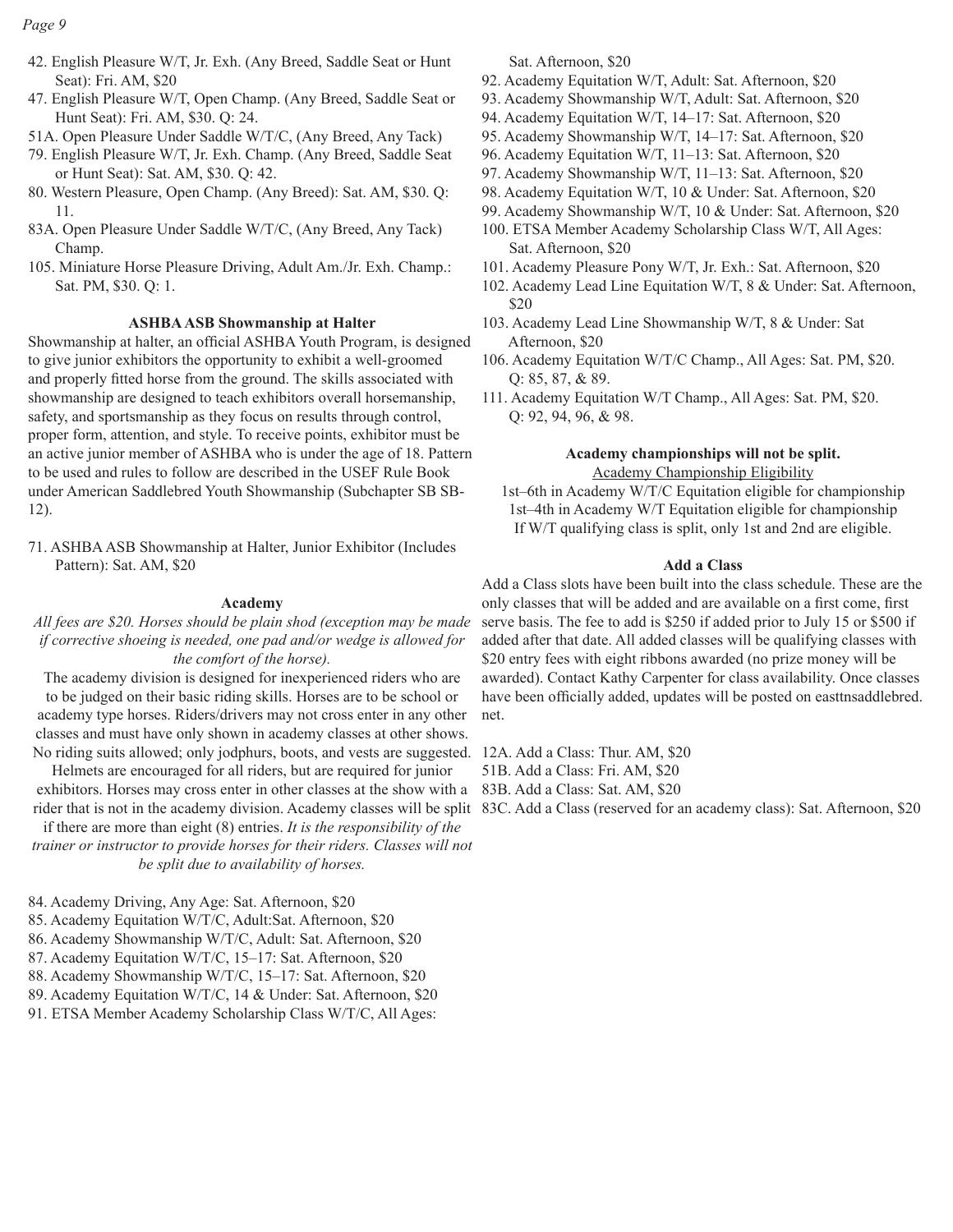42. English Pleasure W/T, Jr. Exh. (Any Breed, Saddle Seat or Hunt Seat): Fri. AM, $20
47. English Pleasure W/T, Open Champ. (Any Breed, Saddle Seat or Hunt Seat): Fri. AM, $30. Q: 24.
51A. Open Pleasure Under Saddle W/T/C, (Any Breed, Any Tack)
79. English Pleasure W/T, Jr. Exh. Champ. (Any Breed, Saddle Seat or Hunt Seat): Sat. AM, $30. Q: 42.
80. Western Pleasure, Open Champ. (Any Breed): Sat. AM, $30. Q: 11.
83A. Open Pleasure Under Saddle W/T/C, (Any Breed, Any Tack) Champ.
105. Miniature Horse Pleasure Driving, Adult Am./Jr. Exh. Champ.: Sat. PM, $30. Q: 1.

### ASHBA ASB Showmanship at Halter

Showmanship at halter, an official ASHBA Youth Program, is designed to give junior exhibitors the opportunity to exhibit a well-groomed and properly fitted horse from the ground. The skills associated with showmanship are designed to teach exhibitors overall horsemanship, safety, and sportsmanship as they focus on results through control, proper form, attention, and style. To receive points, exhibitor must be an active junior member of ASHBA who is under the age of 18. Pattern to be used and rules to follow are described in the USEF Rule Book under American Saddlebred Youth Showmanship (Subchapter SB SB-12).

71. ASHBA ASB Showmanship at Halter, Junior Exhibitor (Includes Pattern): Sat. AM, $20

### Academy

*All fees are $20. Horses should be plain shod (exception may be made if corrective shoeing is needed, one pad and/or wedge is allowed for the comfort of the horse).*

The academy division is designed for inexperienced riders who are to be judged on their basic riding skills. Horses are to be school or academy type horses. Riders/drivers may not cross enter in any other classes and must have only shown in academy classes at other shows. No riding suits allowed; only jodphurs, boots, and vests are suggested. Helmets are encouraged for all riders, but are required for junior exhibitors. Horses may cross enter in other classes at the show with a rider that is not in the academy division. Academy classes will be split if there are more than eight (8) entries. *It is the responsibility of the trainer or instructor to provide horses for their riders. Classes will not be split due to availability of horses.*

84. Academy Driving, Any Age: Sat. Afternoon, $20
85. Academy Equitation W/T/C, Adult:Sat. Afternoon, $20
86. Academy Showmanship W/T/C, Adult: Sat. Afternoon, $20
87. Academy Equitation W/T/C, 15–17: Sat. Afternoon, $20
88. Academy Showmanship W/T/C, 15–17: Sat. Afternoon, $20
89. Academy Equitation W/T/C, 14 & Under: Sat. Afternoon, $20
91. ETSA Member Academy Scholarship Class W/T/C, All Ages: Sat. Afternoon, $20
92. Academy Equitation W/T, Adult: Sat. Afternoon, $20
93. Academy Showmanship W/T, Adult: Sat. Afternoon, $20
94. Academy Equitation W/T, 14–17: Sat. Afternoon, $20
95. Academy Showmanship W/T, 14–17: Sat. Afternoon, $20
96. Academy Equitation W/T, 11–13: Sat. Afternoon, $20
97. Academy Showmanship W/T, 11–13: Sat. Afternoon, $20
98. Academy Equitation W/T, 10 & Under: Sat. Afternoon, $20
99. Academy Showmanship W/T, 10 & Under: Sat. Afternoon, $20
100. ETSA Member Academy Scholarship Class W/T, All Ages: Sat. Afternoon, $20
101. Academy Pleasure Pony W/T, Jr. Exh.: Sat. Afternoon, $20
102. Academy Lead Line Equitation W/T, 8 & Under: Sat. Afternoon, $20
103. Academy Lead Line Showmanship W/T, 8 & Under: Sat Afternoon, $20
106. Academy Equitation W/T/C Champ., All Ages: Sat. PM, $20. Q: 85, 87, & 89.
111. Academy Equitation W/T Champ., All Ages: Sat. PM, $20. Q: 92, 94, 96, & 98.

**Academy championships will not be split.**

Academy Championship Eligibility

1st–6th in Academy W/T/C Equitation eligible for championship
1st–4th in Academy W/T Equitation eligible for championship
If W/T qualifying class is split, only 1st and 2nd are eligible.

### Add a Class

Add a Class slots have been built into the class schedule. These are the only classes that will be added and are available on a first come, first serve basis. The fee to add is $250 if added prior to July 15 or $500 if added after that date. All added classes will be qualifying classes with $20 entry fees with eight ribbons awarded (no prize money will be awarded). Contact Kathy Carpenter for class availability. Once classes have been officially added, updates will be posted on easttnsaddlebred.net.

12A. Add a Class: Thur. AM, $20
51B. Add a Class: Fri. AM, $20
83B. Add a Class: Sat. AM, $20
83C. Add a Class (reserved for an academy class): Sat. Afternoon, $20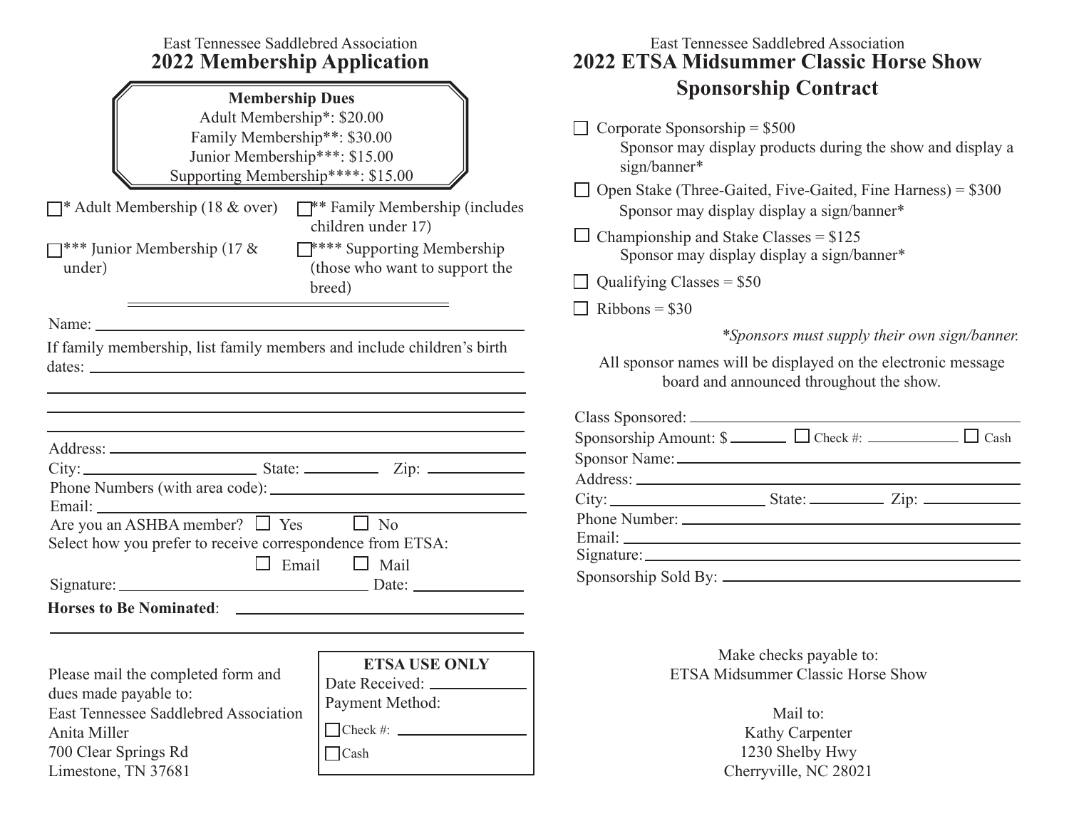East Tennessee Saddlebred Association

# 2022 Membership Application

**Membership Dues**

Adult Membership*: $20.00

Family Membership**: $30.00

Junior Membership***: $15.00

Supporting Membership****: $15.00

☐ * Adult Membership (18 & over)

☐ ** Family Membership (includes children under 17)

☐ *** Junior Membership (17 & under)

☐ **** Supporting Membership (those who want to support the breed)

Name: ____________________

If family membership, list family members and include children's birth dates: ____________________

Address: ____________________

City: __________ State: __________ Zip: __________

Phone Numbers (with area code): ____________________

Email: ____________________

Are you an ASHBA member? ☐ Yes ☐ No

Select how you prefer to receive correspondence from ETSA:

☐ Email ☐ Mail

Signature: __________ Date: __________

**Horses to Be Nominated**: ____________________

Please mail the completed form and dues made payable to:

East Tennessee Saddlebred Association

Anita Miller

700 Clear Springs Rd

Limestone, TN 37681

**ETSA USE ONLY**

Date Received: __________

Payment Method:

☐ Check #: __________

☐ Cash

East Tennessee Saddlebred Association

# 2022 ETSA Midsummer Classic Horse Show Sponsorship Contract

☐ Corporate Sponsorship = $500
Sponsor may display products during the show and display a sign/banner*

☐ Open Stake (Three-Gaited, Five-Gaited, Fine Harness) = $300
Sponsor may display display a sign/banner*

☐ Championship and Stake Classes = $125
Sponsor may display display a sign/banner*

☐ Qualifying Classes = $50

☐ Ribbons = $30

*\*Sponsors must supply their own sign/banner.*

All sponsor names will be displayed on the electronic message board and announced throughout the show.

Class Sponsored: ____________________

Sponsorship Amount: $ __________ ☐ Check #: __________ ☐ Cash

Sponsor Name: ____________________

Address: ____________________

City: __________ State: __________ Zip: __________

Phone Number: ____________________

Email: ____________________

Signature: ____________________

Sponsorship Sold By: ____________________

Make checks payable to:
ETSA Midsummer Classic Horse Show

Mail to:
Kathy Carpenter
1230 Shelby Hwy
Cherryville, NC 28021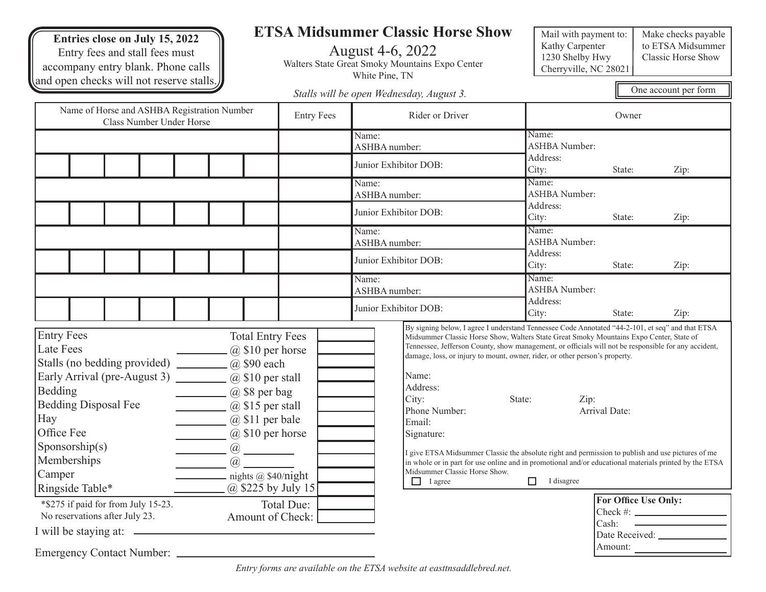**Entries close on July 15, 2022**
Entry fees and stall fees must accompany entry blank. Phone calls and open checks will not reserve stalls.

# ETSA Midsummer Classic Horse Show

August 4-6, 2022

Walters State Great Smoky Mountains Expo Center
White Pine, TN

*Stalls will be open Wednesday, August 3.*

| Mail with payment to: | Make checks payable |
|---|---|
| Kathy Carpenter<br>1230 Shelby Hwy<br>Cherryville, NC 28021 | to ETSA Midsummer Classic Horse Show |

One account per form

| Name of Horse and ASHBA Registration Number<br>Class Number Under Horse | | | | | | | Entry Fees | Rider or Driver | Owner |
|---|---|---|---|---|---|---|---|---|---|
| | | | | | | | | Name:<br>ASHBA number: | Name:<br>ASHBA Number: |
| | | | | | | | | Junior Exhibitor DOB: | Address:<br>City: State: Zip: |
| | | | | | | | | Name:<br>ASHBA number: | Name:<br>ASHBA Number: |
| | | | | | | | | Junior Exhibitor DOB: | Address:<br>City: State: Zip: |
| | | | | | | | | Name:<br>ASHBA number: | Name:<br>ASHBA Number: |
| | | | | | | | | Junior Exhibitor DOB: | Address:<br>City: State: Zip: |
| | | | | | | | | Name:<br>ASHBA number: | Name:<br>ASHBA Number: |
| | | | | | | | | Junior Exhibitor DOB: | Address:<br>City: State: Zip: |

| | | | |
|---|---|---|---|
| Entry Fees | | Total Entry Fees | |
| Late Fees | ________ | @ $10 per horse | |
| Stalls (no bedding provided) | ________ | @ $90 each | |
| Early Arrival (pre-August 3) | ________ | @ $10 per stall | |
| Bedding | ________ | @ $8 per bag | |
| Bedding Disposal Fee | ________ | @ $15 per stall | |
| Hay | ________ | @ $11 per bale | |
| Office Fee | ________ | @ $10 per horse | |
| Sponsorship(s) | ________ | @ ________ | |
| Memberships | ________ | @ ________ | |
| Camper | ________ | nights @ $40/night | |
| Ringside Table* | ________ | @ $225 by July 15 | |
| *$275 if paid for from July 15-23. No reservations after July 23. | | Total Due: | |
| | | Amount of Check: | |

I will being staying at: ______________________________

Emergency Contact Number: ______________________________

By signing below, I agree I understand Tennessee Code Annotated "44-2-101, et seq" and that ETSA Midsummer Classic Horse Show, Walters State Great Smoky Mountains Expo Center, State of Tennessee, Jefferson County, show management, or officials will not be responsible for any accident, damage, loss, or injury to mount, owner, rider, or other person's property.

Name:
Address:
City: State: Zip:
Phone Number: Arrival Date:
Email:
Signature:

I give ETSA Midsummer Classic the absolute right and permission to publish and use pictures of me in whole or in part for use online and in promotional and/or educational materials printed by the ETSA Midsummer Classic Horse Show.

☐ I agree ☐ I disagree

**For Office Use Only:**
Check #: ____________
Cash: ____________
Date Received: ____________
Amount: ____________

*Entry forms are available on the ETSA website at easttnsaddlebred.net.*